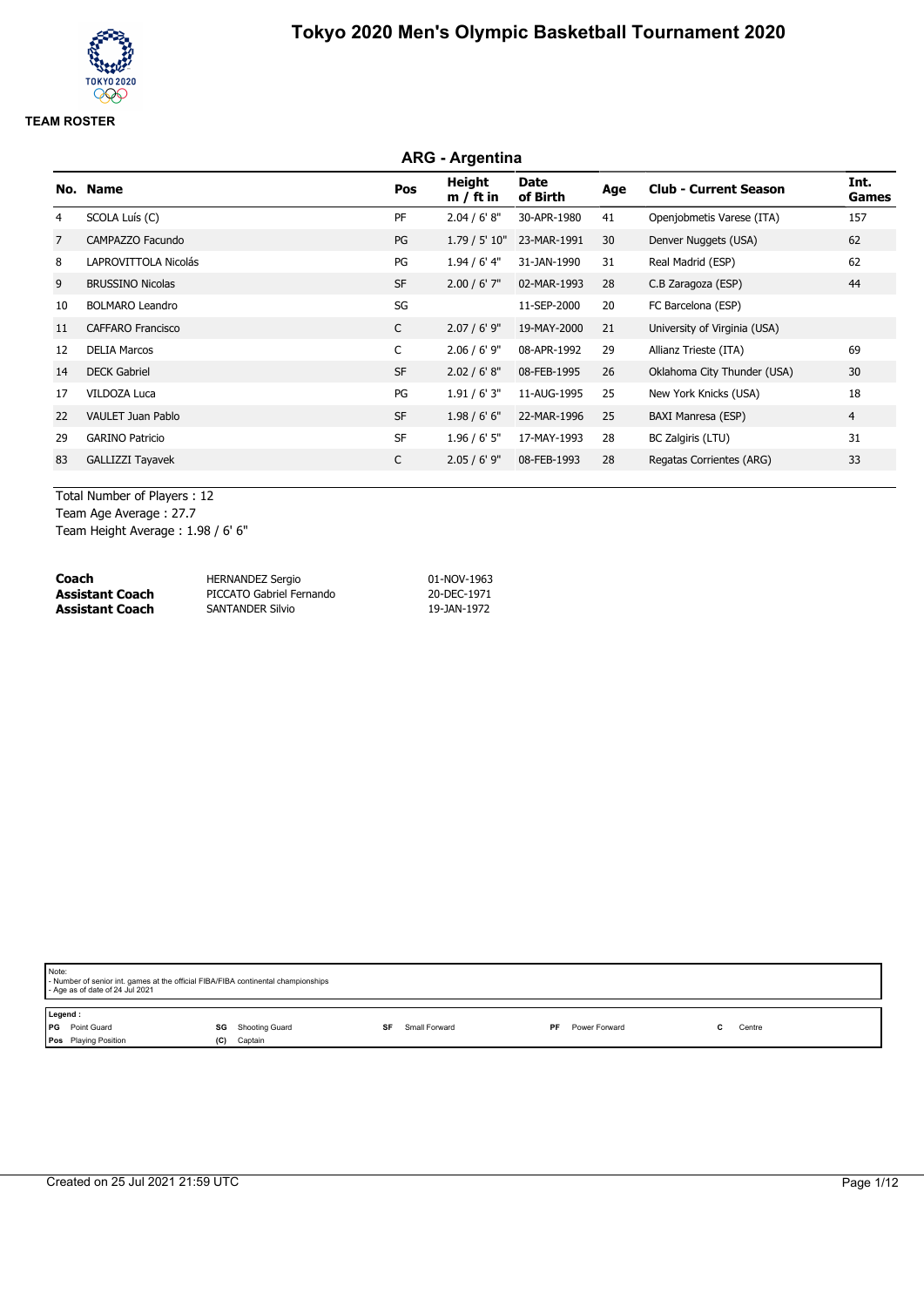# Tokyo 2020 Men's Olympic Basketball Tournament 2020

**TEAM ROSTER**

## ARG - Argentina

| No. | Name | Pos | Height m / ft in | Date of Birth | Age | Club - Current Season | Int. Games |
|---|---|---|---|---|---|---|---|
| 4 | SCOLA Luís (C) | PF | 2.04 / 6' 8" | 30-APR-1980 | 41 | Openjobmetis Varese (ITA) | 157 |
| 7 | CAMPAZZO Facundo | PG | 1.79 / 5' 10" | 23-MAR-1991 | 30 | Denver Nuggets (USA) | 62 |
| 8 | LAPROVITTOLA Nicolás | PG | 1.94 / 6' 4" | 31-JAN-1990 | 31 | Real Madrid (ESP) | 62 |
| 9 | BRUSSINO Nicolas | SF | 2.00 / 6' 7" | 02-MAR-1993 | 28 | C.B Zaragoza (ESP) | 44 |
| 10 | BOLMARO Leandro | SG | | 11-SEP-2000 | 20 | FC Barcelona (ESP) | |
| 11 | CAFFARO Francisco | C | 2.07 / 6' 9" | 19-MAY-2000 | 21 | University of Virginia (USA) | |
| 12 | DELIA Marcos | C | 2.06 / 6' 9" | 08-APR-1992 | 29 | Allianz Trieste (ITA) | 69 |
| 14 | DECK Gabriel | SF | 2.02 / 6' 8" | 08-FEB-1995 | 26 | Oklahoma City Thunder (USA) | 30 |
| 17 | VILDOZA Luca | PG | 1.91 / 6' 3" | 11-AUG-1995 | 25 | New York Knicks (USA) | 18 |
| 22 | VAULET Juan Pablo | SF | 1.98 / 6' 6" | 22-MAR-1996 | 25 | BAXI Manresa (ESP) | 4 |
| 29 | GARINO Patricio | SF | 1.96 / 6' 5" | 17-MAY-1993 | 28 | BC Zalgiris (LTU) | 31 |
| 83 | GALLIZZI Tayavek | C | 2.05 / 6' 9" | 08-FEB-1993 | 28 | Regatas Corrientes (ARG) | 33 |

Total Number of Players : 12
Team Age Average : 27.7
Team Height Average : 1.98 / 6' 6"

| | | |
|---|---|---|
| **Coach** | HERNANDEZ Sergio | 01-NOV-1963 |
| **Assistant Coach** | PICCATO Gabriel Fernando | 20-DEC-1971 |
| **Assistant Coach** | SANTANDER Silvio | 19-JAN-1972 |

Note:
- Number of senior int. games at the official FIBA/FIBA continental championships
- Age as of date of 24 Jul 2021

Legend :

| | | | | | | | | | |
|---|---|---|---|---|---|---|---|---|---|
| PG | Point Guard | SG | Shooting Guard | SF | Small Forward | PF | Power Forward | C | Centre |
| Pos | Playing Position | (C) | Captain | | | | | | |

Created on 25 Jul 2021 21:59 UTC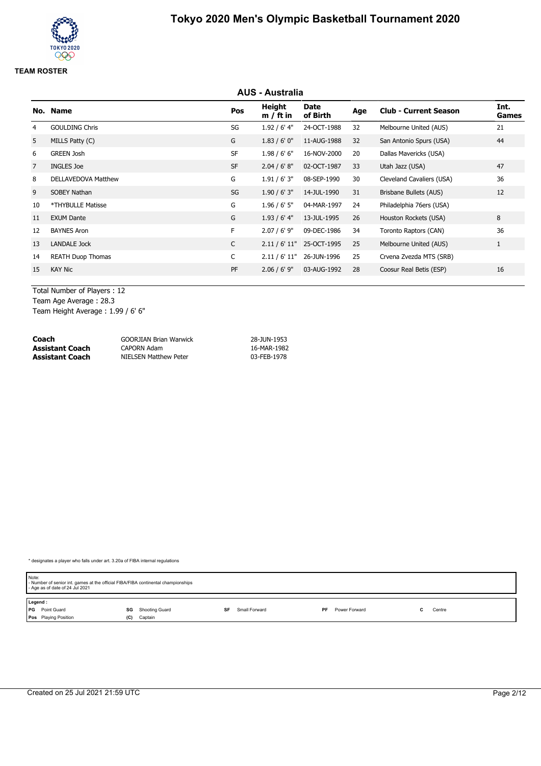# Tokyo 2020 Men's Olympic Basketball Tournament 2020

**TEAM ROSTER**

## AUS - Australia

| No. | Name | Pos | Height m / ft in | Date of Birth | Age | Club - Current Season | Int. Games |
|---|---|---|---|---|---|---|---|
| 4 | GOULDING Chris | SG | 1.92 / 6' 4" | 24-OCT-1988 | 32 | Melbourne United (AUS) | 21 |
| 5 | MILLS Patty (C) | G | 1.83 / 6' 0" | 11-AUG-1988 | 32 | San Antonio Spurs (USA) | 44 |
| 6 | GREEN Josh | SF | 1.98 / 6' 6" | 16-NOV-2000 | 20 | Dallas Mavericks (USA) | |
| 7 | INGLES Joe | SF | 2.04 / 6' 8" | 02-OCT-1987 | 33 | Utah Jazz (USA) | 47 |
| 8 | DELLAVEDOVA Matthew | G | 1.91 / 6' 3" | 08-SEP-1990 | 30 | Cleveland Cavaliers (USA) | 36 |
| 9 | SOBEY Nathan | SG | 1.90 / 6' 3" | 14-JUL-1990 | 31 | Brisbane Bullets (AUS) | 12 |
| 10 | *THYBULLE Matisse | G | 1.96 / 6' 5" | 04-MAR-1997 | 24 | Philadelphia 76ers (USA) | |
| 11 | EXUM Dante | G | 1.93 / 6' 4" | 13-JUL-1995 | 26 | Houston Rockets (USA) | 8 |
| 12 | BAYNES Aron | F | 2.07 / 6' 9" | 09-DEC-1986 | 34 | Toronto Raptors (CAN) | 36 |
| 13 | LANDALE Jock | C | 2.11 / 6' 11" | 25-OCT-1995 | 25 | Melbourne United (AUS) | 1 |
| 14 | REATH Duop Thomas | C | 2.11 / 6' 11" | 26-JUN-1996 | 25 | Crvena Zvezda MTS (SRB) | |
| 15 | KAY Nic | PF | 2.06 / 6' 9" | 03-AUG-1992 | 28 | Coosur Real Betis (ESP) | 16 |

Total Number of Players : 12
Team Age Average : 28.3
Team Height Average : 1.99 / 6' 6"

| | | |
|---|---|---|
| **Coach** | GOORJIAN Brian Warwick | 28-JUN-1953 |
| **Assistant Coach** | CAPORN Adam | 16-MAR-1982 |
| **Assistant Coach** | NIELSEN Matthew Peter | 03-FEB-1978 |

* designates a player who falls under art. 3.20a of FIBA internal regulations

Note:
- Number of senior int. games at the official FIBA/FIBA continental championships
- Age as of date of 24 Jul 2021

Legend :

| | | | | |
|---|---|---|---|---|
| **PG** Point Guard | **SG** Shooting Guard | **SF** Small Forward | **PF** Power Forward | **C** Centre |
| **Pos** Playing Position | **(C)** Captain | | | |

Created on 25 Jul 2021 21:59 UTC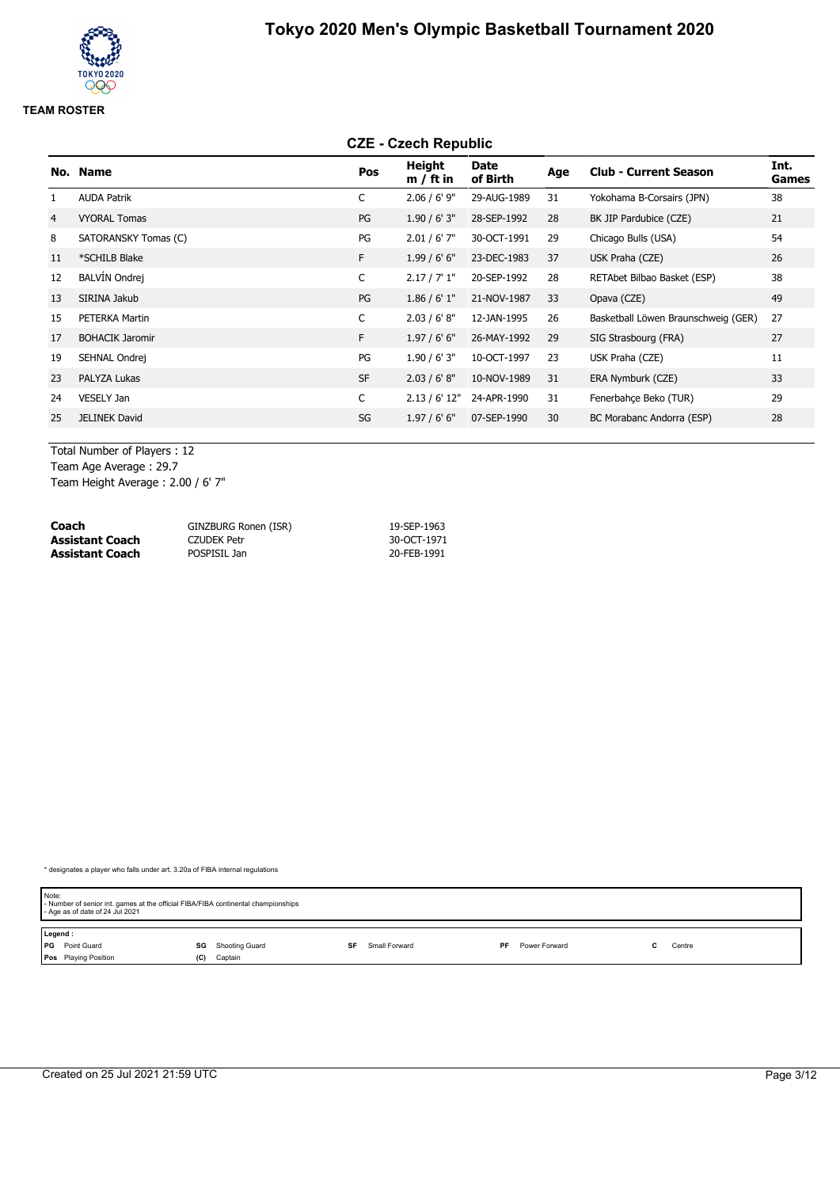# Tokyo 2020 Men's Olympic Basketball Tournament 2020

**TEAM ROSTER**

## CZE - Czech Republic

| No. | Name | Pos | Height m / ft in | Date of Birth | Age | Club - Current Season | Int. Games |
|---|---|---|---|---|---|---|---|
| 1 | AUDA Patrik | C | 2.06 / 6' 9" | 29-AUG-1989 | 31 | Yokohama B-Corsairs (JPN) | 38 |
| 4 | VYORAL Tomas | PG | 1.90 / 6' 3" | 28-SEP-1992 | 28 | BK JIP Pardubice (CZE) | 21 |
| 8 | SATORANSKY Tomas (C) | PG | 2.01 / 6' 7" | 30-OCT-1991 | 29 | Chicago Bulls (USA) | 54 |
| 11 | *SCHILB Blake | F | 1.99 / 6' 6" | 23-DEC-1983 | 37 | USK Praha (CZE) | 26 |
| 12 | BALVÍN Ondrej | C | 2.17 / 7' 1" | 20-SEP-1992 | 28 | RETAbet Bilbao Basket (ESP) | 38 |
| 13 | SIRINA Jakub | PG | 1.86 / 6' 1" | 21-NOV-1987 | 33 | Opava (CZE) | 49 |
| 15 | PETERKA Martin | C | 2.03 / 6' 8" | 12-JAN-1995 | 26 | Basketball Löwen Braunschweig (GER) | 27 |
| 17 | BOHACIK Jaromir | F | 1.97 / 6' 6" | 26-MAY-1992 | 29 | SIG Strasbourg (FRA) | 27 |
| 19 | SEHNAL Ondrej | PG | 1.90 / 6' 3" | 10-OCT-1997 | 23 | USK Praha (CZE) | 11 |
| 23 | PALYZA Lukas | SF | 2.03 / 6' 8" | 10-NOV-1989 | 31 | ERA Nymburk (CZE) | 33 |
| 24 | VESELY Jan | C | 2.13 / 6' 12" | 24-APR-1990 | 31 | Fenerbahçe Beko (TUR) | 29 |
| 25 | JELINEK David | SG | 1.97 / 6' 6" | 07-SEP-1990 | 30 | BC Morabanc Andorra (ESP) | 28 |

Total Number of Players : 12
Team Age Average : 29.7
Team Height Average : 2.00 / 6' 7"

| | | |
|---|---|---|
| **Coach** | GINZBURG Ronen (ISR) | 19-SEP-1963 |
| **Assistant Coach** | CZUDEK Petr | 30-OCT-1971 |
| **Assistant Coach** | POSPISIL Jan | 20-FEB-1991 |

\* designates a player who falls under art. 3.20a of FIBA internal regulations

Note:
- Number of senior int. games at the official FIBA/FIBA continental championships
- Age as of date of 24 Jul 2021

Legend :

| | | | | | | | | | |
|---|---|---|---|---|---|---|---|---|---|
| PG | Point Guard | SG | Shooting Guard | SF | Small Forward | PF | Power Forward | C | Centre |
| Pos | Playing Position | (C) | Captain | | | | | | |

Created on 25 Jul 2021 21:59 UTC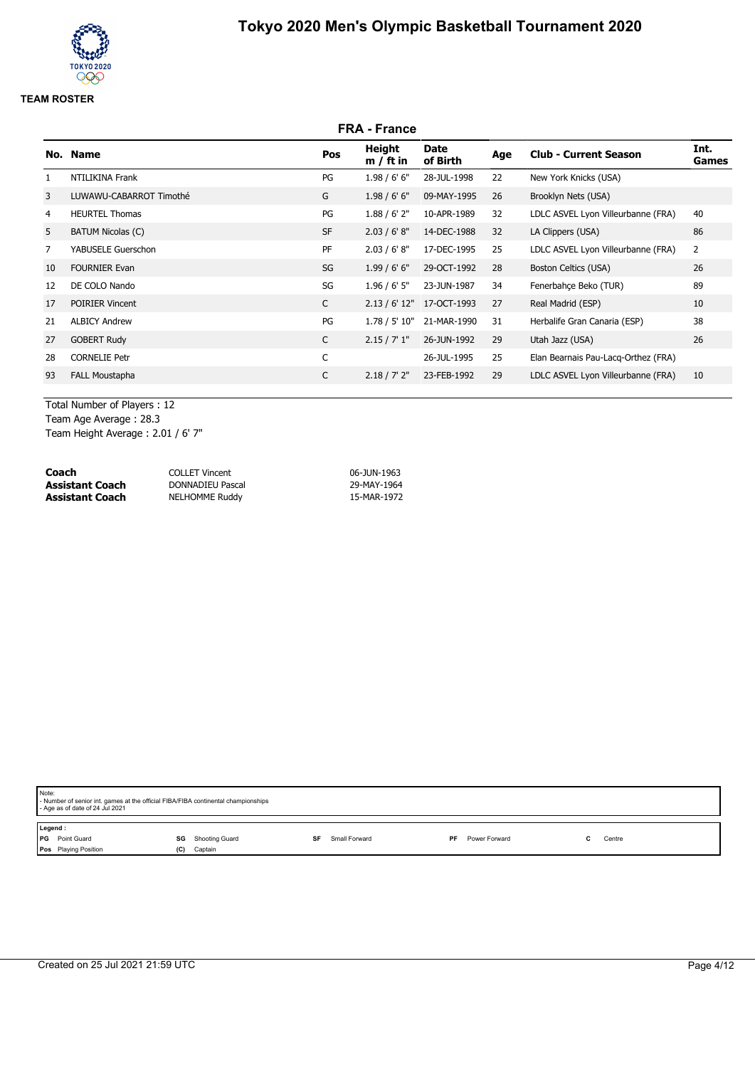# Tokyo 2020 Men's Olympic Basketball Tournament 2020

**TEAM ROSTER**

## FRA - France

| No. | Name | Pos | Height m / ft in | Date of Birth | Age | Club - Current Season | Int. Games |
|---|---|---|---|---|---|---|---|
| 1 | NTILIKINA Frank | PG | 1.98 / 6' 6" | 28-JUL-1998 | 22 | New York Knicks (USA) | |
| 3 | LUWAWU-CABARROT Timothé | G | 1.98 / 6' 6" | 09-MAY-1995 | 26 | Brooklyn Nets (USA) | |
| 4 | HEURTEL Thomas | PG | 1.88 / 6' 2" | 10-APR-1989 | 32 | LDLC ASVEL Lyon Villeurbanne (FRA) | 40 |
| 5 | BATUM Nicolas (C) | SF | 2.03 / 6' 8" | 14-DEC-1988 | 32 | LA Clippers (USA) | 86 |
| 7 | YABUSELE Guerschon | PF | 2.03 / 6' 8" | 17-DEC-1995 | 25 | LDLC ASVEL Lyon Villeurbanne (FRA) | 2 |
| 10 | FOURNIER Evan | SG | 1.99 / 6' 6" | 29-OCT-1992 | 28 | Boston Celtics (USA) | 26 |
| 12 | DE COLO Nando | SG | 1.96 / 6' 5" | 23-JUN-1987 | 34 | Fenerbahçe Beko (TUR) | 89 |
| 17 | POIRIER Vincent | C | 2.13 / 6' 12" | 17-OCT-1993 | 27 | Real Madrid (ESP) | 10 |
| 21 | ALBICY Andrew | PG | 1.78 / 5' 10" | 21-MAR-1990 | 31 | Herbalife Gran Canaria (ESP) | 38 |
| 27 | GOBERT Rudy | C | 2.15 / 7' 1" | 26-JUN-1992 | 29 | Utah Jazz (USA) | 26 |
| 28 | CORNELIE Petr | C | | 26-JUL-1995 | 25 | Elan Bearnais Pau-Lacq-Orthez (FRA) | |
| 93 | FALL Moustapha | C | 2.18 / 7' 2" | 23-FEB-1992 | 29 | LDLC ASVEL Lyon Villeurbanne (FRA) | 10 |

Total Number of Players : 12
Team Age Average : 28.3
Team Height Average : 2.01 / 6' 7"

| | | |
|---|---|---|
| **Coach** | COLLET Vincent | 06-JUN-1963 |
| **Assistant Coach** | DONNADIEU Pascal | 29-MAY-1964 |
| **Assistant Coach** | NELHOMME Ruddy | 15-MAR-1972 |

Note:
- Number of senior int. games at the official FIBA/FIBA continental championships
- Age as of date of 24 Jul 2021

Legend :

| | | | | |
|---|---|---|---|---|
| **PG** Point Guard | **SG** Shooting Guard | **SF** Small Forward | **PF** Power Forward | **C** Centre |
| **Pos** Playing Position | **(C)** Captain | | | |

Created on 25 Jul 2021 21:59 UTC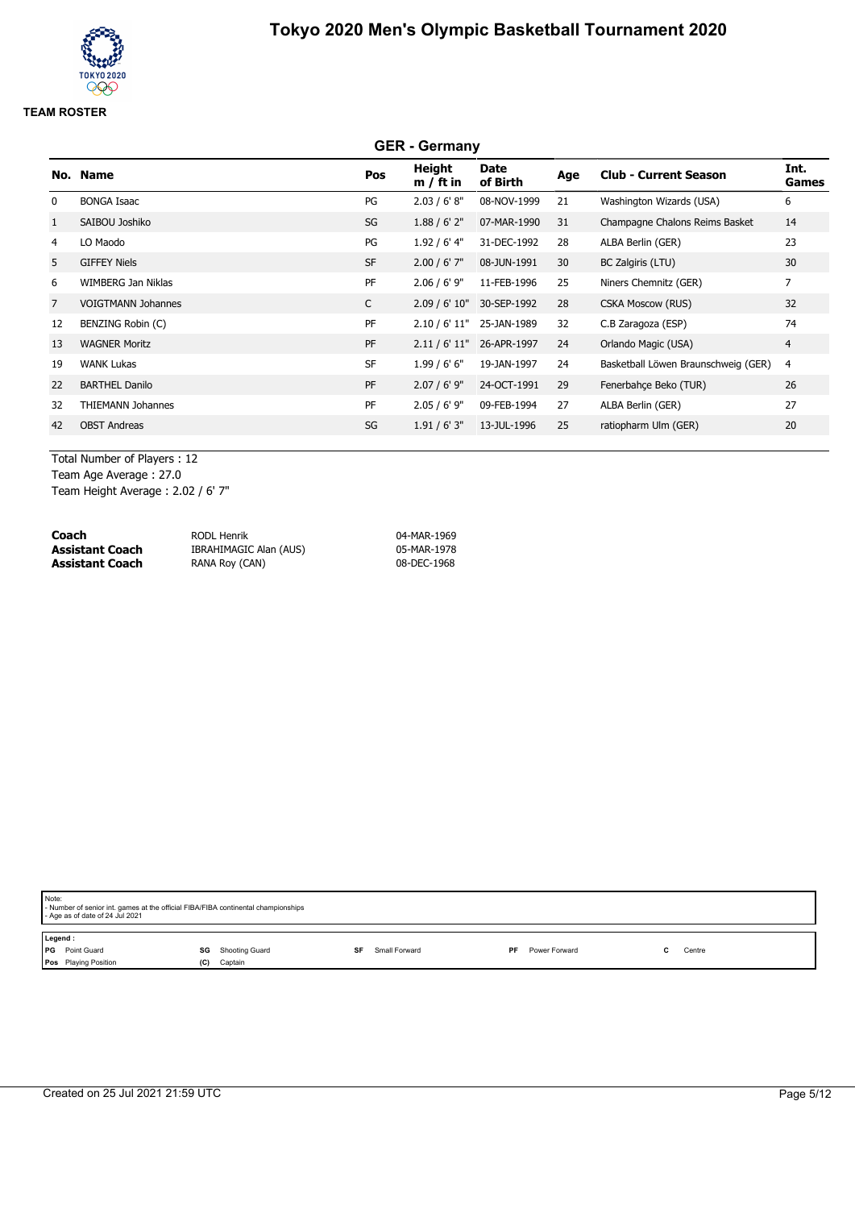# Tokyo 2020 Men's Olympic Basketball Tournament 2020

**TEAM ROSTER**

## GER - Germany

| No. | Name | Pos | Height m / ft in | Date of Birth | Age | Club - Current Season | Int. Games |
|---|---|---|---|---|---|---|---|
| 0 | BONGA Isaac | PG | 2.03 / 6' 8" | 08-NOV-1999 | 21 | Washington Wizards (USA) | 6 |
| 1 | SAIBOU Joshiko | SG | 1.88 / 6' 2" | 07-MAR-1990 | 31 | Champagne Chalons Reims Basket | 14 |
| 4 | LO Maodo | PG | 1.92 / 6' 4" | 31-DEC-1992 | 28 | ALBA Berlin (GER) | 23 |
| 5 | GIFFEY Niels | SF | 2.00 / 6' 7" | 08-JUN-1991 | 30 | BC Zalgiris (LTU) | 30 |
| 6 | WIMBERG Jan Niklas | PF | 2.06 / 6' 9" | 11-FEB-1996 | 25 | Niners Chemnitz (GER) | 7 |
| 7 | VOIGTMANN Johannes | C | 2.09 / 6' 10" | 30-SEP-1992 | 28 | CSKA Moscow (RUS) | 32 |
| 12 | BENZING Robin (C) | PF | 2.10 / 6' 11" | 25-JAN-1989 | 32 | C.B Zaragoza (ESP) | 74 |
| 13 | WAGNER Moritz | PF | 2.11 / 6' 11" | 26-APR-1997 | 24 | Orlando Magic (USA) | 4 |
| 19 | WANK Lukas | SF | 1.99 / 6' 6" | 19-JAN-1997 | 24 | Basketball Löwen Braunschweig (GER) | 4 |
| 22 | BARTHEL Danilo | PF | 2.07 / 6' 9" | 24-OCT-1991 | 29 | Fenerbahçe Beko (TUR) | 26 |
| 32 | THIEMANN Johannes | PF | 2.05 / 6' 9" | 09-FEB-1994 | 27 | ALBA Berlin (GER) | 27 |
| 42 | OBST Andreas | SG | 1.91 / 6' 3" | 13-JUL-1996 | 25 | ratiopharm Ulm (GER) | 20 |

Total Number of Players : 12
Team Age Average : 27.0
Team Height Average : 2.02 / 6' 7"

| | | |
|---|---|---|
| **Coach** | RODL Henrik | 04-MAR-1969 |
| **Assistant Coach** | IBRAHIMAGIC Alan (AUS) | 05-MAR-1978 |
| **Assistant Coach** | RANA Roy (CAN) | 08-DEC-1968 |

Note:
- Number of senior int. games at the official FIBA/FIBA continental championships
- Age as of date of 24 Jul 2021

Legend :

| | | | | | | | | | |
|---|---|---|---|---|---|---|---|---|---|
| PG | Point Guard | SG | Shooting Guard | SF | Small Forward | PF | Power Forward | C | Centre |
| Pos | Playing Position | (C) | Captain | | | | | | |

Created on 25 Jul 2021 21:59 UTC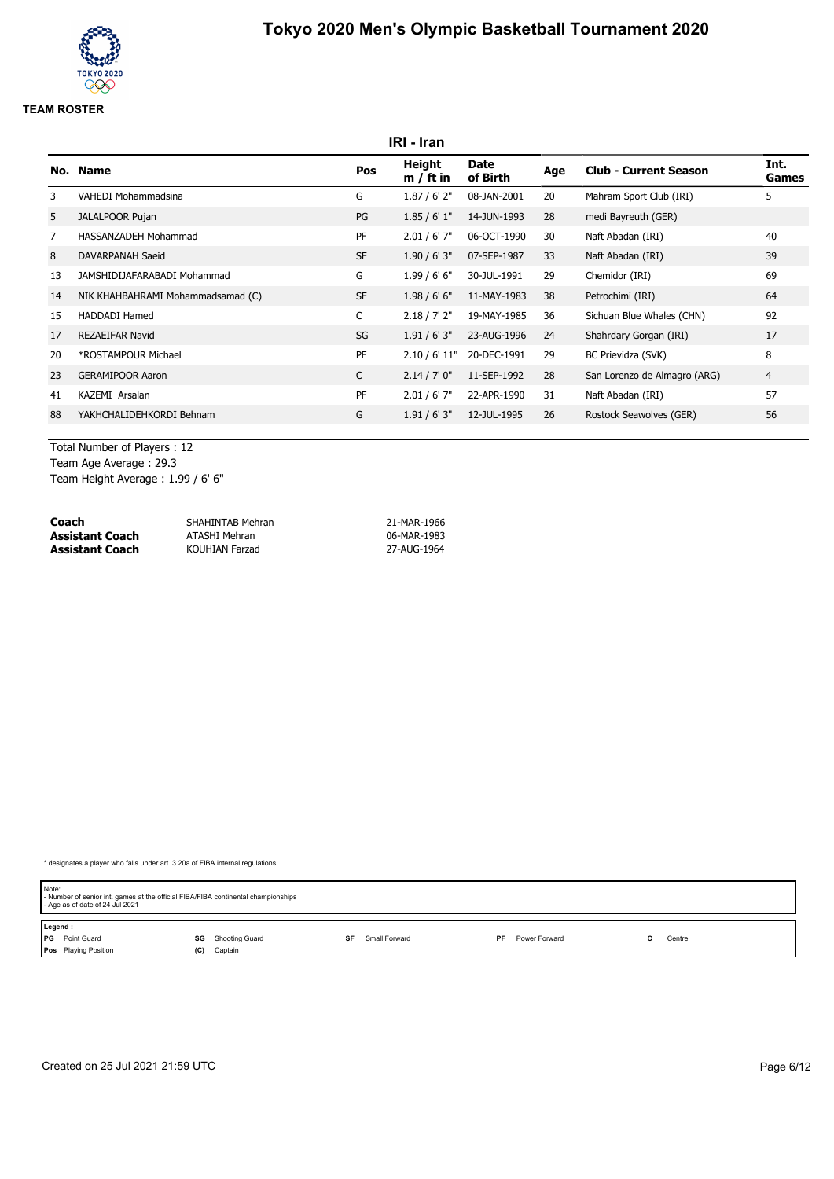# Tokyo 2020 Men's Olympic Basketball Tournament 2020

**TEAM ROSTER**

## IRI - Iran

| No. | Name | Pos | Height m / ft in | Date of Birth | Age | Club - Current Season | Int. Games |
|---|---|---|---|---|---|---|---|
| 3 | VAHEDI Mohammadsina | G | 1.87 / 6' 2" | 08-JAN-2001 | 20 | Mahram Sport Club (IRI) | 5 |
| 5 | JALALPOOR Pujan | PG | 1.85 / 6' 1" | 14-JUN-1993 | 28 | medi Bayreuth (GER) | |
| 7 | HASSANZADEH Mohammad | PF | 2.01 / 6' 7" | 06-OCT-1990 | 30 | Naft Abadan (IRI) | 40 |
| 8 | DAVARPANAH Saeid | SF | 1.90 / 6' 3" | 07-SEP-1987 | 33 | Naft Abadan (IRI) | 39 |
| 13 | JAMSHIDIJAFARABADI Mohammad | G | 1.99 / 6' 6" | 30-JUL-1991 | 29 | Chemidor (IRI) | 69 |
| 14 | NIK KHAHBAHRAMI Mohammadsamad (C) | SF | 1.98 / 6' 6" | 11-MAY-1983 | 38 | Petrochimi (IRI) | 64 |
| 15 | HADDADI Hamed | C | 2.18 / 7' 2" | 19-MAY-1985 | 36 | Sichuan Blue Whales (CHN) | 92 |
| 17 | REZAEIFAR Navid | SG | 1.91 / 6' 3" | 23-AUG-1996 | 24 | Shahrdary Gorgan (IRI) | 17 |
| 20 | *ROSTAMPOUR Michael | PF | 2.10 / 6' 11" | 20-DEC-1991 | 29 | BC Prievidza (SVK) | 8 |
| 23 | GERAMIPOOR Aaron | C | 2.14 / 7' 0" | 11-SEP-1992 | 28 | San Lorenzo de Almagro (ARG) | 4 |
| 41 | KAZEMI Arsalan | PF | 2.01 / 6' 7" | 22-APR-1990 | 31 | Naft Abadan (IRI) | 57 |
| 88 | YAKHCHALIDEHKORDI Behnam | G | 1.91 / 6' 3" | 12-JUL-1995 | 26 | Rostock Seawolves (GER) | 56 |

Total Number of Players : 12
Team Age Average : 29.3
Team Height Average : 1.99 / 6' 6"

| | | |
|---|---|---|
| **Coach** | SHAHINTAB Mehran | 21-MAR-1966 |
| **Assistant Coach** | ATASHI Mehran | 06-MAR-1983 |
| **Assistant Coach** | KOUHIAN Farzad | 27-AUG-1964 |

* designates a player who falls under art. 3.20a of FIBA internal regulations

Note:
- Number of senior int. games at the official FIBA/FIBA continental championships
- Age as of date of 24 Jul 2021

**Legend :**

| | | | | |
|---|---|---|---|---|
| **PG** Point Guard | **SG** Shooting Guard | **SF** Small Forward | **PF** Power Forward | **C** Centre |
| **Pos** Playing Position | **(C)** Captain | | | |

Created on 25 Jul 2021 21:59 UTC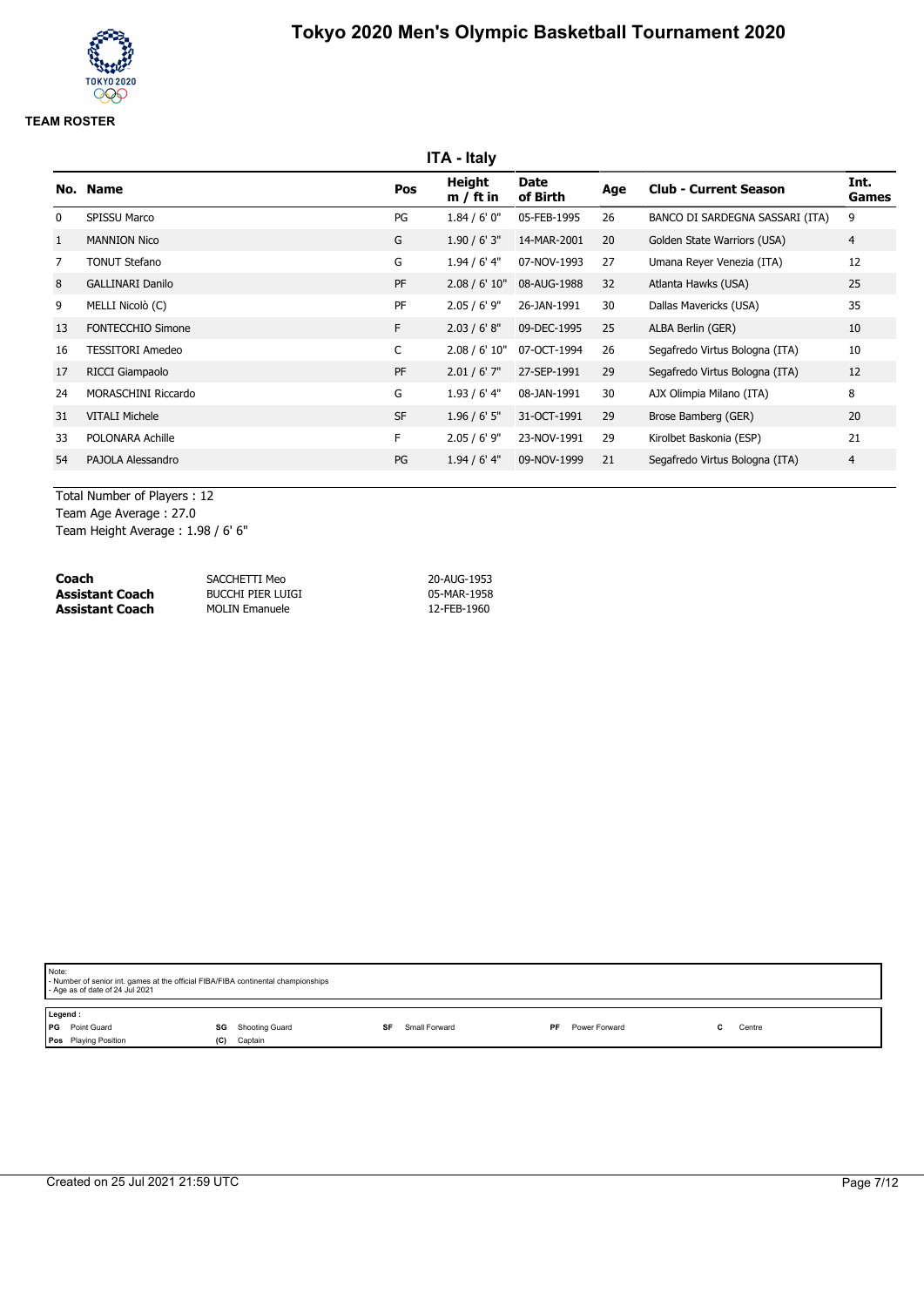# Tokyo 2020 Men's Olympic Basketball Tournament 2020

**TEAM ROSTER**

## ITA - Italy

| No. | Name | Pos | Height m / ft in | Date of Birth | Age | Club - Current Season | Int. Games |
|---|---|---|---|---|---|---|---|
| 0 | SPISSU Marco | PG | 1.84 / 6' 0" | 05-FEB-1995 | 26 | BANCO DI SARDEGNA SASSARI (ITA) | 9 |
| 1 | MANNION Nico | G | 1.90 / 6' 3" | 14-MAR-2001 | 20 | Golden State Warriors (USA) | 4 |
| 7 | TONUT Stefano | G | 1.94 / 6' 4" | 07-NOV-1993 | 27 | Umana Reyer Venezia (ITA) | 12 |
| 8 | GALLINARI Danilo | PF | 2.08 / 6' 10" | 08-AUG-1988 | 32 | Atlanta Hawks (USA) | 25 |
| 9 | MELLI Nicolò (C) | PF | 2.05 / 6' 9" | 26-JAN-1991 | 30 | Dallas Mavericks (USA) | 35 |
| 13 | FONTECCHIO Simone | F | 2.03 / 6' 8" | 09-DEC-1995 | 25 | ALBA Berlin (GER) | 10 |
| 16 | TESSITORI Amedeo | C | 2.08 / 6' 10" | 07-OCT-1994 | 26 | Segafredo Virtus Bologna (ITA) | 10 |
| 17 | RICCI Giampaolo | PF | 2.01 / 6' 7" | 27-SEP-1991 | 29 | Segafredo Virtus Bologna (ITA) | 12 |
| 24 | MORASCHINI Riccardo | G | 1.93 / 6' 4" | 08-JAN-1991 | 30 | AJX Olimpia Milano (ITA) | 8 |
| 31 | VITALI Michele | SF | 1.96 / 6' 5" | 31-OCT-1991 | 29 | Brose Bamberg (GER) | 20 |
| 33 | POLONARA Achille | F | 2.05 / 6' 9" | 23-NOV-1991 | 29 | Kirolbet Baskonia (ESP) | 21 |
| 54 | PAJOLA Alessandro | PG | 1.94 / 6' 4" | 09-NOV-1999 | 21 | Segafredo Virtus Bologna (ITA) | 4 |

Total Number of Players : 12
Team Age Average : 27.0
Team Height Average : 1.98 / 6' 6"

| | | |
|---|---|---|
| **Coach** | SACCHETTI Meo | 20-AUG-1953 |
| **Assistant Coach** | BUCCHI PIER LUIGI | 05-MAR-1958 |
| **Assistant Coach** | MOLIN Emanuele | 12-FEB-1960 |

Note:
- Number of senior int. games at the official FIBA/FIBA continental championships
- Age as of date of 24 Jul 2021

Legend :
- **PG** Point Guard
- **SG** Shooting Guard
- **SF** Small Forward
- **PF** Power Forward
- **C** Centre
- **Pos** Playing Position
- **(C)** Captain

Created on 25 Jul 2021 21:59 UTC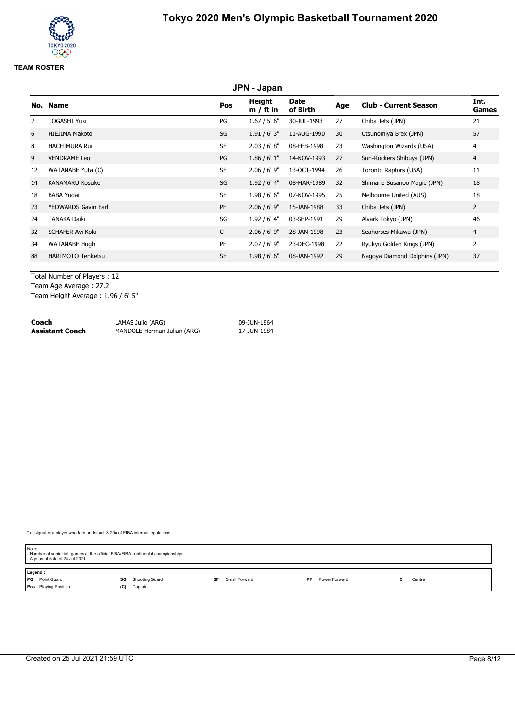# Tokyo 2020 Men's Olympic Basketball Tournament 2020

**TEAM ROSTER**

## JPN - Japan

| No. | Name | Pos | Height m / ft in | Date of Birth | Age | Club - Current Season | Int. Games |
|---|---|---|---|---|---|---|---|
| 2 | TOGASHI Yuki | PG | 1.67 / 5' 6" | 30-JUL-1993 | 27 | Chiba Jets (JPN) | 21 |
| 6 | HIEJIMA Makoto | SG | 1.91 / 6' 3" | 11-AUG-1990 | 30 | Utsunomiya Brex (JPN) | 57 |
| 8 | HACHIMURA Rui | SF | 2.03 / 6' 8" | 08-FEB-1998 | 23 | Washington Wizards (USA) | 4 |
| 9 | VENDRAME Leo | PG | 1.86 / 6' 1" | 14-NOV-1993 | 27 | Sun-Rockers Shibuya (JPN) | 4 |
| 12 | WATANABE Yuta (C) | SF | 2.06 / 6' 9" | 13-OCT-1994 | 26 | Toronto Raptors (USA) | 11 |
| 14 | KANAMARU Kosuke | SG | 1.92 / 6' 4" | 08-MAR-1989 | 32 | Shimane Susanoo Magic (JPN) | 18 |
| 18 | BABA Yudai | SF | 1.98 / 6' 6" | 07-NOV-1995 | 25 | Melbourne United (AUS) | 18 |
| 23 | *EDWARDS Gavin Earl | PF | 2.06 / 6' 9" | 15-JAN-1988 | 33 | Chiba Jets (JPN) | 2 |
| 24 | TANAKA Daiki | SG | 1.92 / 6' 4" | 03-SEP-1991 | 29 | Alvark Tokyo (JPN) | 46 |
| 32 | SCHAFER Avi Koki | C | 2.06 / 6' 9" | 28-JAN-1998 | 23 | Seahorses Mikawa (JPN) | 4 |
| 34 | WATANABE Hugh | PF | 2.07 / 6' 9" | 23-DEC-1998 | 22 | Ryukyu Golden Kings (JPN) | 2 |
| 88 | HARIMOTO Tenketsu | SF | 1.98 / 6' 6" | 08-JAN-1992 | 29 | Nagoya Diamond Dolphins (JPN) | 37 |

Total Number of Players : 12
Team Age Average : 27.2
Team Height Average : 1.96 / 6' 5"

| | | |
|---|---|---|
| **Coach** | LAMAS Julio (ARG) | 09-JUN-1964 |
| **Assistant Coach** | MANDOLE Herman Julian (ARG) | 17-JUN-1984 |

* designates a player who falls under art. 3.20a of FIBA internal regulations

Note:
- Number of senior int. games at the official FIBA/FIBA continental championships
- Age as of date of 24 Jul 2021

**Legend :**

| | | | | | | | | | |
|---|---|---|---|---|---|---|---|---|---|
| PG | Point Guard | SG | Shooting Guard | SF | Small Forward | PF | Power Forward | C | Centre |
| Pos | Playing Position | (C) | Captain | | | | | | |

Created on 25 Jul 2021 21:59 UTC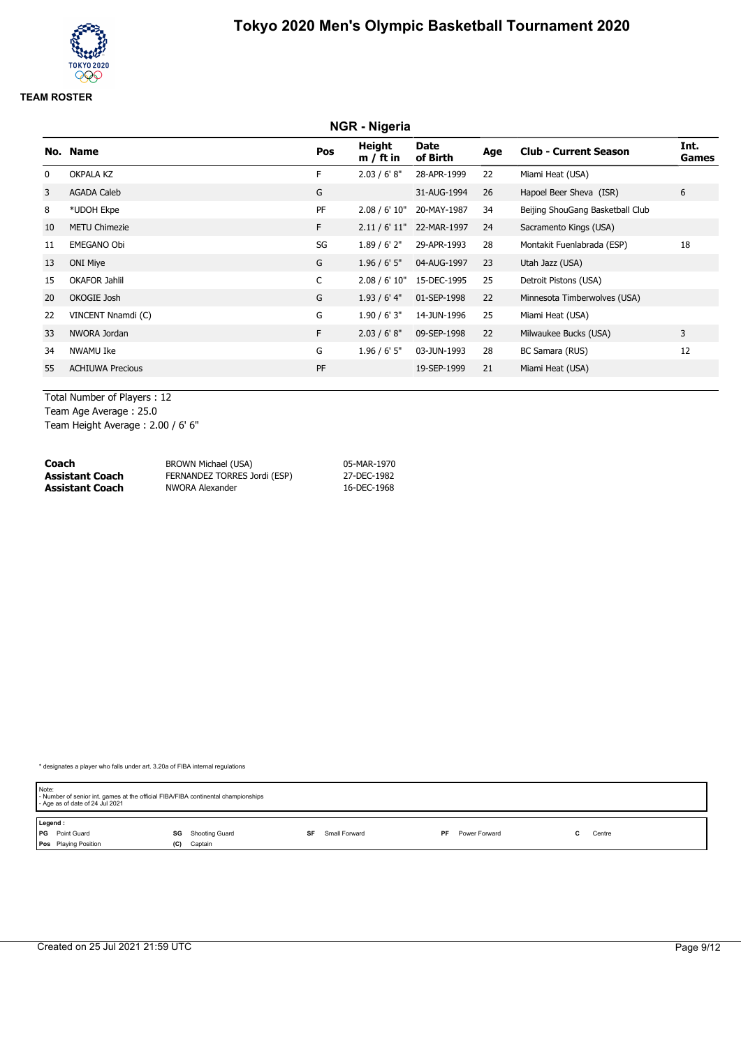# Tokyo 2020 Men's Olympic Basketball Tournament 2020

**TEAM ROSTER**

## NGR - Nigeria

| No. | Name | Pos | Height m / ft in | Date of Birth | Age | Club - Current Season | Int. Games |
|---|---|---|---|---|---|---|---|
| 0 | OKPALA KZ | F | 2.03 / 6' 8" | 28-APR-1999 | 22 | Miami Heat (USA) | |
| 3 | AGADA Caleb | G | | 31-AUG-1994 | 26 | Hapoel Beer Sheva (ISR) | 6 |
| 8 | *UDOH Ekpe | PF | 2.08 / 6' 10" | 20-MAY-1987 | 34 | Beijing ShouGang Basketball Club | |
| 10 | METU Chimezie | F | 2.11 / 6' 11" | 22-MAR-1997 | 24 | Sacramento Kings (USA) | |
| 11 | EMEGANO Obi | SG | 1.89 / 6' 2" | 29-APR-1993 | 28 | Montakit Fuenlabrada (ESP) | 18 |
| 13 | ONI Miye | G | 1.96 / 6' 5" | 04-AUG-1997 | 23 | Utah Jazz (USA) | |
| 15 | OKAFOR Jahlil | C | 2.08 / 6' 10" | 15-DEC-1995 | 25 | Detroit Pistons (USA) | |
| 20 | OKOGIE Josh | G | 1.93 / 6' 4" | 01-SEP-1998 | 22 | Minnesota Timberwolves (USA) | |
| 22 | VINCENT Nnamdi (C) | G | 1.90 / 6' 3" | 14-JUN-1996 | 25 | Miami Heat (USA) | |
| 33 | NWORA Jordan | F | 2.03 / 6' 8" | 09-SEP-1998 | 22 | Milwaukee Bucks (USA) | 3 |
| 34 | NWAMU Ike | G | 1.96 / 6' 5" | 03-JUN-1993 | 28 | BC Samara (RUS) | 12 |
| 55 | ACHIUWA Precious | PF | | 19-SEP-1999 | 21 | Miami Heat (USA) | |

Total Number of Players : 12
Team Age Average : 25.0
Team Height Average : 2.00 / 6' 6"

| | | |
|---|---|---|
| **Coach** | BROWN Michael (USA) | 05-MAR-1970 |
| **Assistant Coach** | FERNANDEZ TORRES Jordi (ESP) | 27-DEC-1982 |
| **Assistant Coach** | NWORA Alexander | 16-DEC-1968 |

* designates a player who falls under art. 3.20a of FIBA internal regulations

Note:
- Number of senior int. games at the official FIBA/FIBA continental championships
- Age as of date of 24 Jul 2021

Legend :
PG Point Guard, SG Shooting Guard, SF Small Forward, PF Power Forward, C Centre
Pos Playing Position, (C) Captain

Created on 25 Jul 2021 21:59 UTC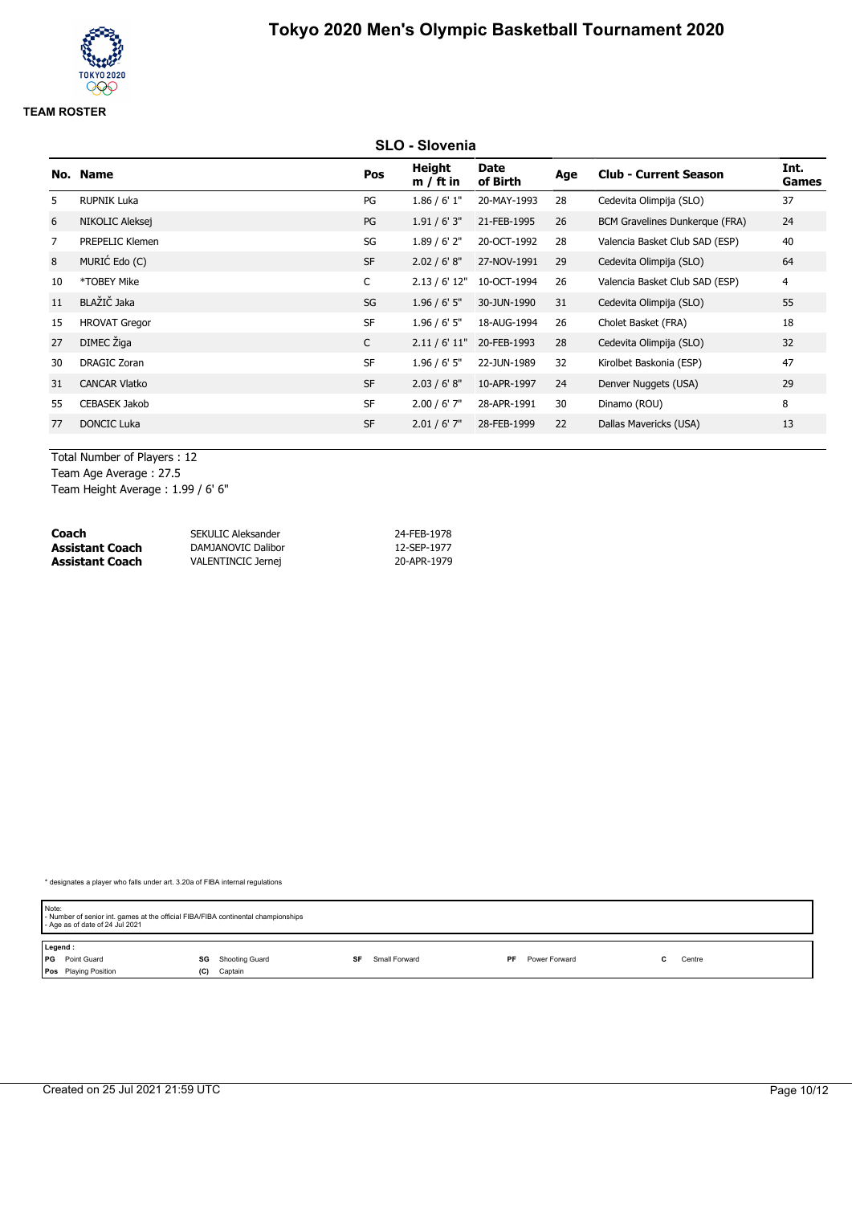# Tokyo 2020 Men's Olympic Basketball Tournament 2020

**TEAM ROSTER**

## SLO - Slovenia

| No. | Name | Pos | Height m / ft in | Date of Birth | Age | Club - Current Season | Int. Games |
|---|---|---|---|---|---|---|---|
| 5 | RUPNIK Luka | PG | 1.86 / 6' 1" | 20-MAY-1993 | 28 | Cedevita Olimpija (SLO) | 37 |
| 6 | NIKOLIC Aleksej | PG | 1.91 / 6' 3" | 21-FEB-1995 | 26 | BCM Gravelines Dunkerque (FRA) | 24 |
| 7 | PREPELIC Klemen | SG | 1.89 / 6' 2" | 20-OCT-1992 | 28 | Valencia Basket Club SAD (ESP) | 40 |
| 8 | MURIĆ Edo (C) | SF | 2.02 / 6' 8" | 27-NOV-1991 | 29 | Cedevita Olimpija (SLO) | 64 |
| 10 | *TOBEY Mike | C | 2.13 / 6' 12" | 10-OCT-1994 | 26 | Valencia Basket Club SAD (ESP) | 4 |
| 11 | BLAŽIČ Jaka | SG | 1.96 / 6' 5" | 30-JUN-1990 | 31 | Cedevita Olimpija (SLO) | 55 |
| 15 | HROVAT Gregor | SF | 1.96 / 6' 5" | 18-AUG-1994 | 26 | Cholet Basket (FRA) | 18 |
| 27 | DIMEC Žiga | C | 2.11 / 6' 11" | 20-FEB-1993 | 28 | Cedevita Olimpija (SLO) | 32 |
| 30 | DRAGIC Zoran | SF | 1.96 / 6' 5" | 22-JUN-1989 | 32 | Kirolbet Baskonia (ESP) | 47 |
| 31 | CANCAR Vlatko | SF | 2.03 / 6' 8" | 10-APR-1997 | 24 | Denver Nuggets (USA) | 29 |
| 55 | CEBASEK Jakob | SF | 2.00 / 6' 7" | 28-APR-1991 | 30 | Dinamo (ROU) | 8 |
| 77 | DONCIC Luka | SF | 2.01 / 6' 7" | 28-FEB-1999 | 22 | Dallas Mavericks (USA) | 13 |

Total Number of Players : 12
Team Age Average : 27.5
Team Height Average : 1.99 / 6' 6"

| | | |
|---|---|---|
| **Coach** | SEKULIC Aleksander | 24-FEB-1978 |
| **Assistant Coach** | DAMJANOVIC Dalibor | 12-SEP-1977 |
| **Assistant Coach** | VALENTINCIC Jernej | 20-APR-1979 |

* designates a player who falls under art. 3.20a of FIBA internal regulations

Note:
- Number of senior int. games at the official FIBA/FIBA continental championships
- Age as of date of 24 Jul 2021

Legend :
PG Point Guard · SG Shooting Guard · SF Small Forward · PF Power Forward · C Centre
Pos Playing Position · (C) Captain

Created on 25 Jul 2021 21:59 UTC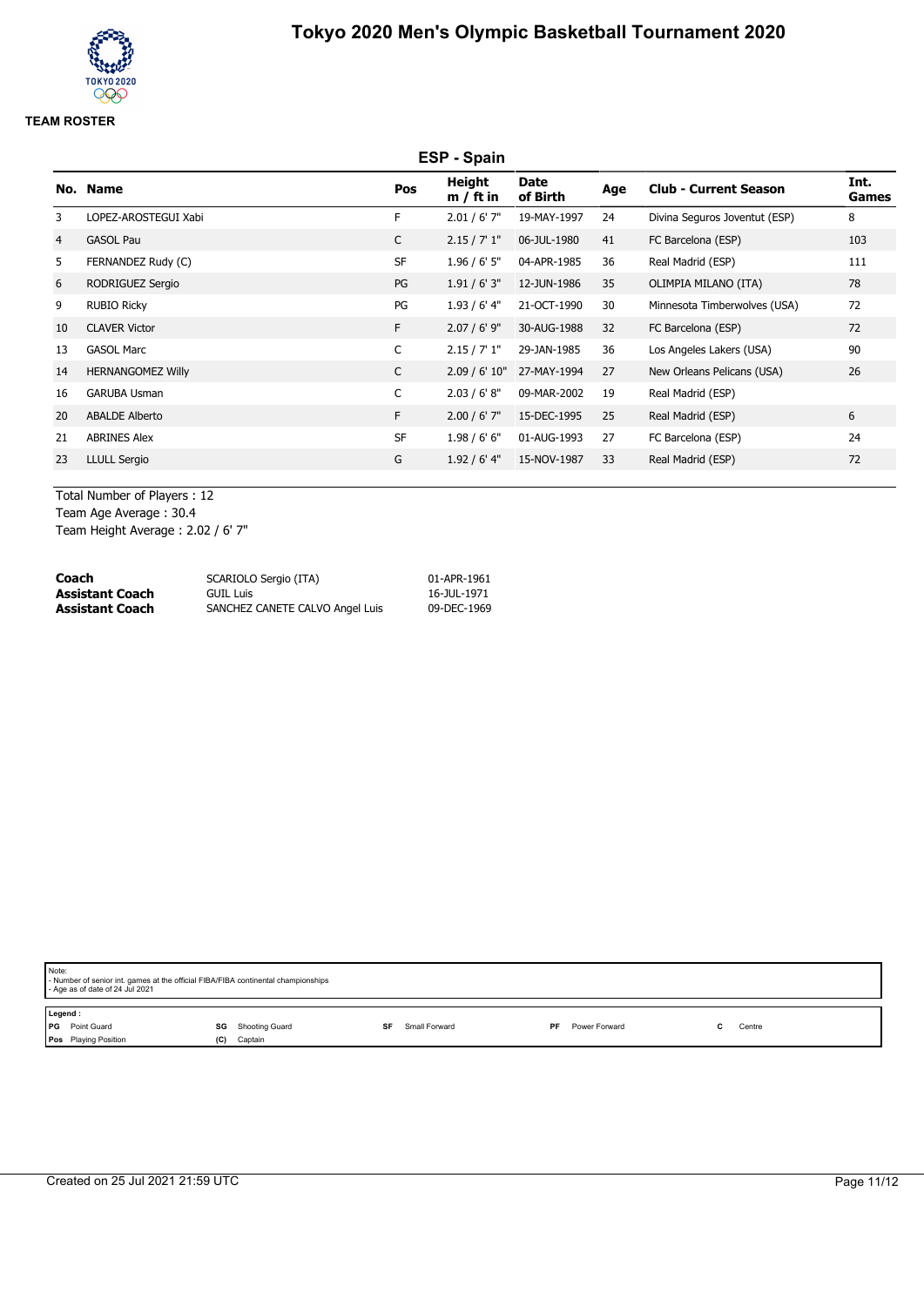# Tokyo 2020 Men's Olympic Basketball Tournament 2020

**TEAM ROSTER**

## ESP - Spain

| No. | Name | Pos | Height m / ft in | Date of Birth | Age | Club - Current Season | Int. Games |
|---|---|---|---|---|---|---|---|
| 3 | LOPEZ-AROSTEGUI Xabi | F | 2.01 / 6' 7" | 19-MAY-1997 | 24 | Divina Seguros Joventut (ESP) | 8 |
| 4 | GASOL Pau | C | 2.15 / 7' 1" | 06-JUL-1980 | 41 | FC Barcelona (ESP) | 103 |
| 5 | FERNANDEZ Rudy (C) | SF | 1.96 / 6' 5" | 04-APR-1985 | 36 | Real Madrid (ESP) | 111 |
| 6 | RODRIGUEZ Sergio | PG | 1.91 / 6' 3" | 12-JUN-1986 | 35 | OLIMPIA MILANO (ITA) | 78 |
| 9 | RUBIO Ricky | PG | 1.93 / 6' 4" | 21-OCT-1990 | 30 | Minnesota Timberwolves (USA) | 72 |
| 10 | CLAVER Victor | F | 2.07 / 6' 9" | 30-AUG-1988 | 32 | FC Barcelona (ESP) | 72 |
| 13 | GASOL Marc | C | 2.15 / 7' 1" | 29-JAN-1985 | 36 | Los Angeles Lakers (USA) | 90 |
| 14 | HERNANGOMEZ Willy | C | 2.09 / 6' 10" | 27-MAY-1994 | 27 | New Orleans Pelicans (USA) | 26 |
| 16 | GARUBA Usman | C | 2.03 / 6' 8" | 09-MAR-2002 | 19 | Real Madrid (ESP) | |
| 20 | ABALDE Alberto | F | 2.00 / 6' 7" | 15-DEC-1995 | 25 | Real Madrid (ESP) | 6 |
| 21 | ABRINES Alex | SF | 1.98 / 6' 6" | 01-AUG-1993 | 27 | FC Barcelona (ESP) | 24 |
| 23 | LLULL Sergio | G | 1.92 / 6' 4" | 15-NOV-1987 | 33 | Real Madrid (ESP) | 72 |

Total Number of Players : 12
Team Age Average : 30.4
Team Height Average : 2.02 / 6' 7"

| | | |
|---|---|---|
| **Coach** | SCARIOLO Sergio (ITA) | 01-APR-1961 |
| **Assistant Coach** | GUIL Luis | 16-JUL-1971 |
| **Assistant Coach** | SANCHEZ CANETE CALVO Angel Luis | 09-DEC-1969 |

Note:
- Number of senior int. games at the official FIBA/FIBA continental championships
- Age as of date of 24 Jul 2021

Legend :

| | | | | | | | | | |
|---|---|---|---|---|---|---|---|---|---|
| PG | Point Guard | SG | Shooting Guard | SF | Small Forward | PF | Power Forward | C | Centre |
| Pos | Playing Position | (C) | Captain | | | | | | |

Created on 25 Jul 2021 21:59 UTC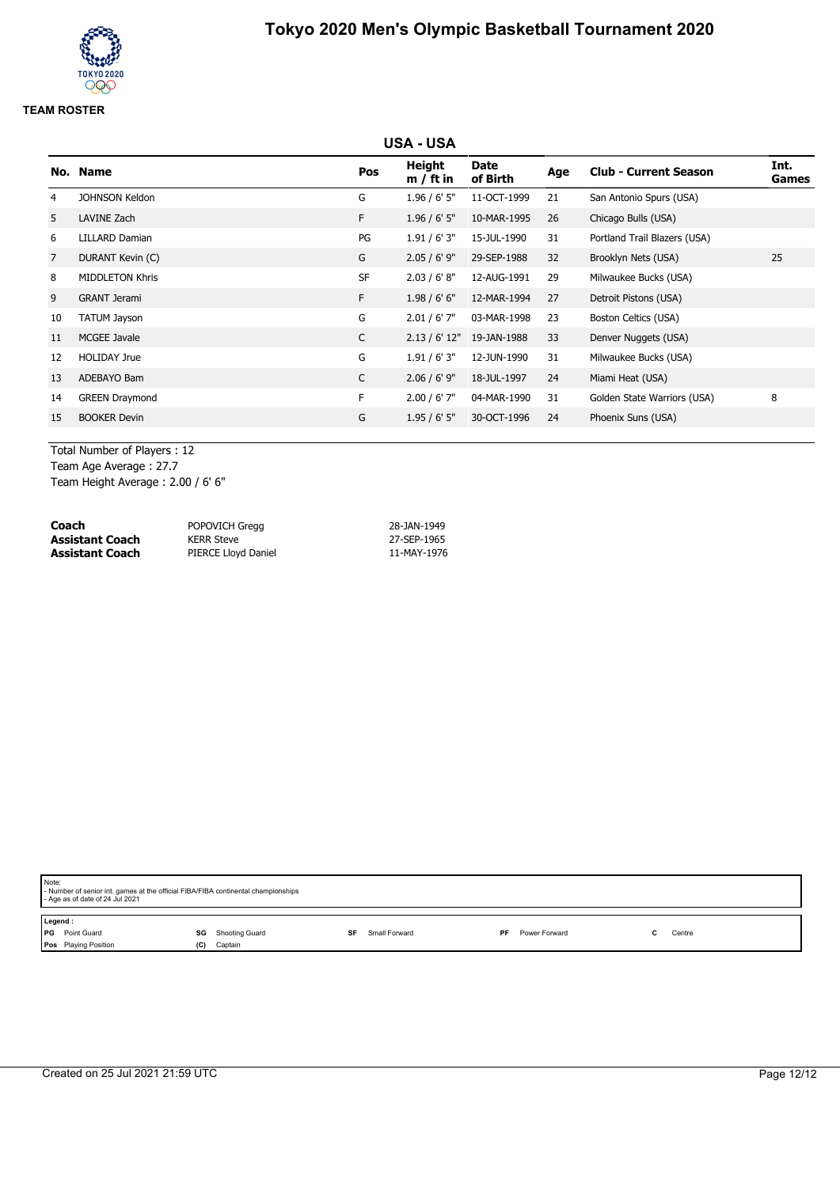# Tokyo 2020 Men's Olympic Basketball Tournament 2020

**TEAM ROSTER**

## USA - USA

| No. | Name | Pos | Height m / ft in | Date of Birth | Age | Club - Current Season | Int. Games |
|---|---|---|---|---|---|---|---|
| 4 | JOHNSON Keldon | G | 1.96 / 6' 5" | 11-OCT-1999 | 21 | San Antonio Spurs (USA) | |
| 5 | LAVINE Zach | F | 1.96 / 6' 5" | 10-MAR-1995 | 26 | Chicago Bulls (USA) | |
| 6 | LILLARD Damian | PG | 1.91 / 6' 3" | 15-JUL-1990 | 31 | Portland Trail Blazers (USA) | |
| 7 | DURANT Kevin (C) | G | 2.05 / 6' 9" | 29-SEP-1988 | 32 | Brooklyn Nets (USA) | 25 |
| 8 | MIDDLETON Khris | SF | 2.03 / 6' 8" | 12-AUG-1991 | 29 | Milwaukee Bucks (USA) | |
| 9 | GRANT Jerami | F | 1.98 / 6' 6" | 12-MAR-1994 | 27 | Detroit Pistons (USA) | |
| 10 | TATUM Jayson | G | 2.01 / 6' 7" | 03-MAR-1998 | 23 | Boston Celtics (USA) | |
| 11 | MCGEE Javale | C | 2.13 / 6' 12" | 19-JAN-1988 | 33 | Denver Nuggets (USA) | |
| 12 | HOLIDAY Jrue | G | 1.91 / 6' 3" | 12-JUN-1990 | 31 | Milwaukee Bucks (USA) | |
| 13 | ADEBAYO Bam | C | 2.06 / 6' 9" | 18-JUL-1997 | 24 | Miami Heat (USA) | |
| 14 | GREEN Draymond | F | 2.00 / 6' 7" | 04-MAR-1990 | 31 | Golden State Warriors (USA) | 8 |
| 15 | BOOKER Devin | G | 1.95 / 6' 5" | 30-OCT-1996 | 24 | Phoenix Suns (USA) | |

Total Number of Players : 12
Team Age Average : 27.7
Team Height Average : 2.00 / 6' 6"

| | | |
|---|---|---|
| **Coach** | POPOVICH Gregg | 28-JAN-1949 |
| **Assistant Coach** | KERR Steve | 27-SEP-1965 |
| **Assistant Coach** | PIERCE Lloyd Daniel | 11-MAY-1976 |

Note:
- Number of senior int. games at the official FIBA/FIBA continental championships
- Age as of date of 24 Jul 2021

Legend :

| | | | | | | | | | |
|---|---|---|---|---|---|---|---|---|---|
| PG | Point Guard | SG | Shooting Guard | SF | Small Forward | PF | Power Forward | C | Centre |
| Pos | Playing Position | (C) | Captain | | | | | | |

Created on 25 Jul 2021 21:59 UTC